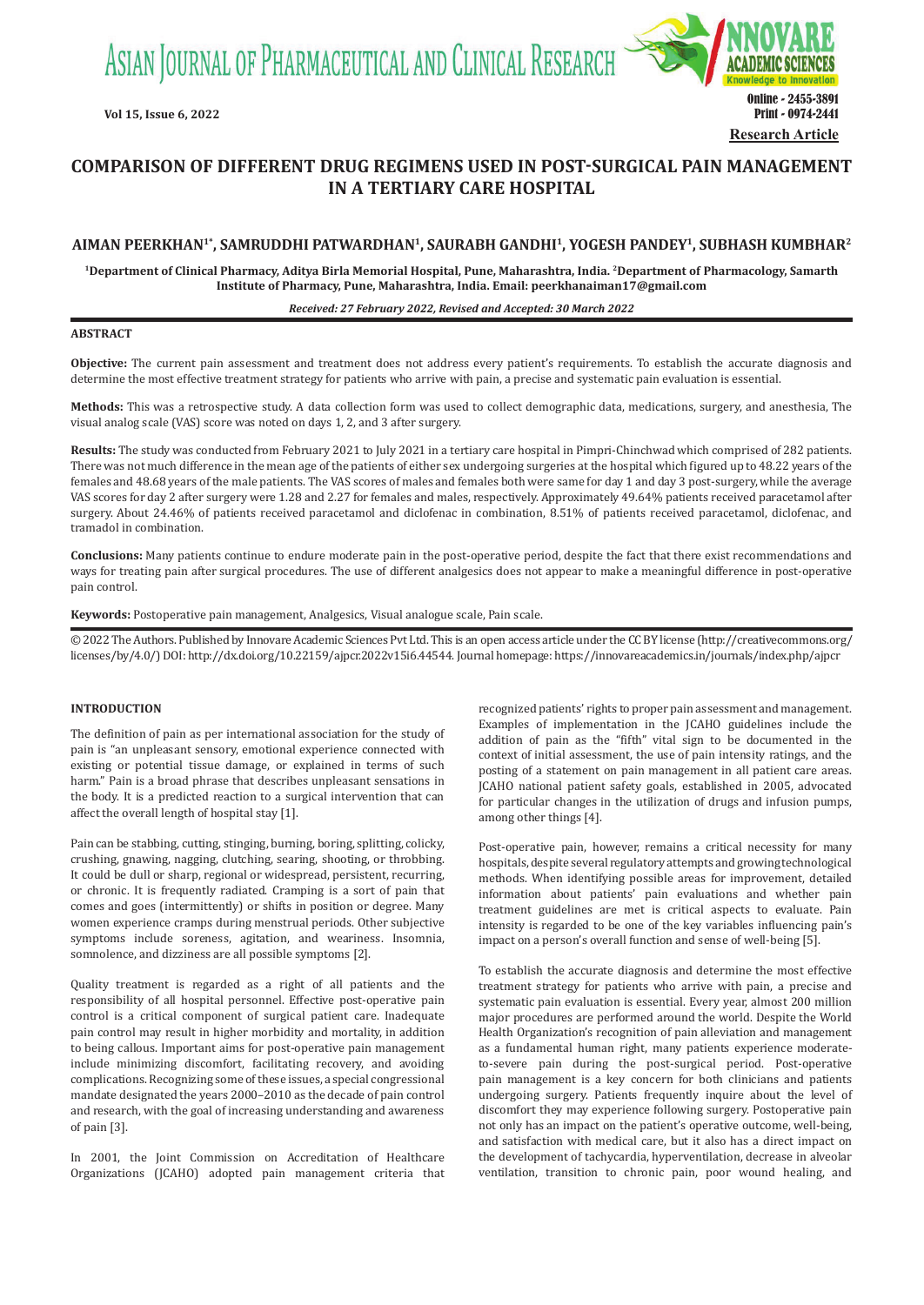Research Article

# COMPARISON OF DIFFERENT DRUG REGIMENS USED IN POST-SURGICAL PAIN MANAGEMENT IN A TERTIARY CARE HOSPITAL

**AIMAN PEERKHAN[1*], SAMRUDDHI PATWARDHAN[1], SAURABH GANDHI[1], YOGESH PANDEY[1], SUBHASH KUMBHAR[2]**

[1]Department of Clinical Pharmacy, Aditya Birla Memorial Hospital, Pune, Maharashtra, India. [2]Department of Pharmacology, Samarth Institute of Pharmacy, Pune, Maharashtra, India. Email: peerkhanaiman17@gmail.com

*Received: 27 February 2022, Revised and Accepted: 30 March 2022*

## ABSTRACT

**Objective:** The current pain assessment and treatment does not address every patient's requirements. To establish the accurate diagnosis and determine the most effective treatment strategy for patients who arrive with pain, a precise and systematic pain evaluation is essential.

**Methods:** This was a retrospective study. A data collection form was used to collect demographic data, medications, surgery, and anesthesia, The visual analog scale (VAS) score was noted on days 1, 2, and 3 after surgery.

**Results:** The study was conducted from February 2021 to July 2021 in a tertiary care hospital in Pimpri-Chinchwad which comprised of 282 patients. There was not much difference in the mean age of the patients of either sex undergoing surgeries at the hospital which figured up to 48.22 years of the females and 48.68 years of the male patients. The VAS scores of males and females both were same for day 1 and day 3 post-surgery, while the average VAS scores for day 2 after surgery were 1.28 and 2.27 for females and males, respectively. Approximately 49.64% patients received paracetamol after surgery. About 24.46% of patients received paracetamol and diclofenac in combination, 8.51% of patients received paracetamol, diclofenac, and tramadol in combination.

**Conclusions:** Many patients continue to endure moderate pain in the post-operative period, despite the fact that there exist recommendations and ways for treating pain after surgical procedures. The use of different analgesics does not appear to make a meaningful difference in post-operative pain control.

**Keywords:** Postoperative pain management, Analgesics, Visual analogue scale, Pain scale.

© 2022 The Authors. Published by Innovare Academic Sciences Pvt Ltd. This is an open access article under the CC BY license (http://creativecommons.org/licenses/by/4.0/) DOI: http://dx.doi.org/10.22159/ajpcr.2022v15i6.44544. Journal homepage: https://innovareacademics.in/journals/index.php/ajpcr

## INTRODUCTION

The definition of pain as per international association for the study of pain is "an unpleasant sensory, emotional experience connected with existing or potential tissue damage, or explained in terms of such harm." Pain is a broad phrase that describes unpleasant sensations in the body. It is a predicted reaction to a surgical intervention that can affect the overall length of hospital stay [1].

Pain can be stabbing, cutting, stinging, burning, boring, splitting, colicky, crushing, gnawing, nagging, clutching, searing, shooting, or throbbing. It could be dull or sharp, regional or widespread, persistent, recurring, or chronic. It is frequently radiated. Cramping is a sort of pain that comes and goes (intermittently) or shifts in position or degree. Many women experience cramps during menstrual periods. Other subjective symptoms include soreness, agitation, and weariness. Insomnia, somnolence, and dizziness are all possible symptoms [2].

Quality treatment is regarded as a right of all patients and the responsibility of all hospital personnel. Effective post-operative pain control is a critical component of surgical patient care. Inadequate pain control may result in higher morbidity and mortality, in addition to being callous. Important aims for post-operative pain management include minimizing discomfort, facilitating recovery, and avoiding complications. Recognizing some of these issues, a special congressional mandate designated the years 2000–2010 as the decade of pain control and research, with the goal of increasing understanding and awareness of pain [3].

In 2001, the Joint Commission on Accreditation of Healthcare Organizations (JCAHO) adopted pain management criteria that recognized patients' rights to proper pain assessment and management. Examples of implementation in the JCAHO guidelines include the addition of pain as the "fifth" vital sign to be documented in the context of initial assessment, the use of pain intensity ratings, and the posting of a statement on pain management in all patient care areas. JCAHO national patient safety goals, established in 2005, advocated for particular changes in the utilization of drugs and infusion pumps, among other things [4].

Post-operative pain, however, remains a critical necessity for many hospitals, despite several regulatory attempts and growing technological methods. When identifying possible areas for improvement, detailed information about patients' pain evaluations and whether pain treatment guidelines are met is critical aspects to evaluate. Pain intensity is regarded to be one of the key variables influencing pain's impact on a person's overall function and sense of well-being [5].

To establish the accurate diagnosis and determine the most effective treatment strategy for patients who arrive with pain, a precise and systematic pain evaluation is essential. Every year, almost 200 million major procedures are performed around the world. Despite the World Health Organization's recognition of pain alleviation and management as a fundamental human right, many patients experience moderate-to-severe pain during the post-surgical period. Post-operative pain management is a key concern for both clinicians and patients undergoing surgery. Patients frequently inquire about the level of discomfort they may experience following surgery. Postoperative pain not only has an impact on the patient's operative outcome, well-being, and satisfaction with medical care, but it also has a direct impact on the development of tachycardia, hyperventilation, decrease in alveolar ventilation, transition to chronic pain, poor wound healing, and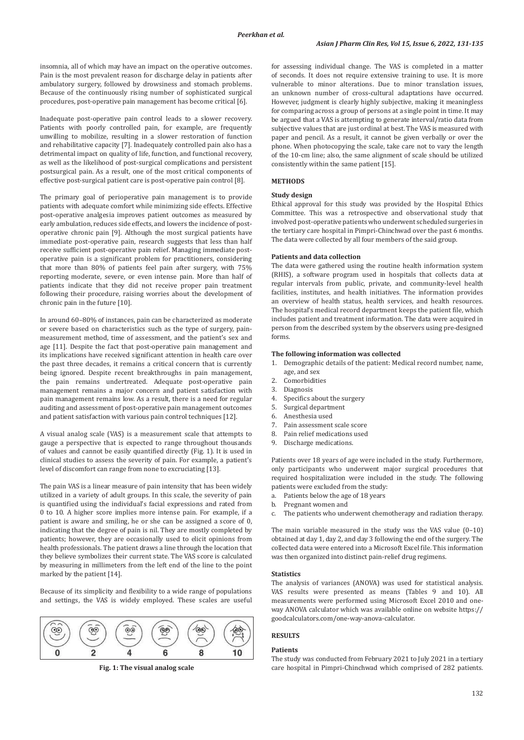insomnia, all of which may have an impact on the operative outcomes. Pain is the most prevalent reason for discharge delay in patients after ambulatory surgery, followed by drowsiness and stomach problems. Because of the continuously rising number of sophisticated surgical procedures, post-operative pain management has become critical [6].

Inadequate post-operative pain control leads to a slower recovery. Patients with poorly controlled pain, for example, are frequently unwilling to mobilize, resulting in a slower restoration of function and rehabilitative capacity [7]. Inadequately controlled pain also has a detrimental impact on quality of life, function, and functional recovery, as well as the likelihood of post-surgical complications and persistent postsurgical pain. As a result, one of the most critical components of effective post-surgical patient care is post-operative pain control [8].

The primary goal of perioperative pain management is to provide patients with adequate comfort while minimizing side effects. Effective post-operative analgesia improves patient outcomes as measured by early ambulation, reduces side effects, and lowers the incidence of post-operative chronic pain [9]. Although the most surgical patients have immediate post-operative pain, research suggests that less than half receive sufficient post-operative pain relief. Managing immediate post-operative pain is a significant problem for practitioners, considering that more than 80% of patients feel pain after surgery, with 75% reporting moderate, severe, or even intense pain. More than half of patients indicate that they did not receive proper pain treatment following their procedure, raising worries about the development of chronic pain in the future [10].

In around 60–80% of instances, pain can be characterized as moderate or severe based on characteristics such as the type of surgery, pain-measurement method, time of assessment, and the patient's sex and age [11]. Despite the fact that post-operative pain management and its implications have received significant attention in health care over the past three decades, it remains a critical concern that is currently being ignored. Despite recent breakthroughs in pain management, the pain remains undertreated. Adequate post-operative pain management remains a major concern and patient satisfaction with pain management remains low. As a result, there is a need for regular auditing and assessment of post-operative pain management outcomes and patient satisfaction with various pain control techniques [12].

A visual analog scale (VAS) is a measurement scale that attempts to gauge a perspective that is expected to range throughout thousands of values and cannot be easily quantified directly (Fig. 1). It is used in clinical studies to assess the severity of pain. For example, a patient's level of discomfort can range from none to excruciating [13].

The pain VAS is a linear measure of pain intensity that has been widely utilized in a variety of adult groups. In this scale, the severity of pain is quantified using the individual's facial expressions and rated from 0 to 10. A higher score implies more intense pain. For example, if a patient is aware and smiling, he or she can be assigned a score of 0, indicating that the degree of pain is nil. They are mostly completed by patients; however, they are occasionally used to elicit opinions from health professionals. The patient draws a line through the location that they believe symbolizes their current state. The VAS score is calculated by measuring in millimeters from the left end of the line to the point marked by the patient [14].

Because of its simplicity and flexibility to a wide range of populations and settings, the VAS is widely employed. These scales are useful for assessing individual change. The VAS is completed in a matter of seconds. It does not require extensive training to use. It is more vulnerable to minor alterations. Due to minor translation issues, an unknown number of cross-cultural adaptations have occurred. However, judgment is clearly highly subjective, making it meaningless for comparing across a group of persons at a single point in time. It may be argued that a VAS is attempting to generate interval/ratio data from subjective values that are just ordinal at best. The VAS is measured with paper and pencil. As a result, it cannot be given verbally or over the phone. When photocopying the scale, take care not to vary the length of the 10-cm line; also, the same alignment of scale should be utilized consistently within the same patient [15].

0 2 4 6 8 10

**Fig. 1: The visual analog scale**

## METHODS

### Study design

Ethical approval for this study was provided by the Hospital Ethics Committee. This was a retrospective and observational study that involved post-operative patients who underwent scheduled surgeries in the tertiary care hospital in Pimpri-Chinchwad over the past 6 months. The data were collected by all four members of the said group.

### Patients and data collection

The data were gathered using the routine health information system (RHIS), a software program used in hospitals that collects data at regular intervals from public, private, and community-level health facilities, institutes, and health initiatives. The information provides an overview of health status, health services, and health resources. The hospital's medical record department keeps the patient file, which includes patient and treatment information. The data were acquired in person from the described system by the observers using pre-designed forms.

### The following information was collected

1. Demographic details of the patient: Medical record number, name, age, and sex
2. Comorbidities
3. Diagnosis
4. Specifics about the surgery
5. Surgical department
6. Anesthesia used
7. Pain assessment scale score
8. Pain relief medications used
9. Discharge medications.

Patients over 18 years of age were included in the study. Furthermore, only participants who underwent major surgical procedures that required hospitalization were included in the study. The following patients were excluded from the study:

a. Patients below the age of 18 years
b. Pregnant women and
c. The patients who underwent chemotherapy and radiation therapy.

The main variable measured in the study was the VAS value (0–10) obtained at day 1, day 2, and day 3 following the end of the surgery. The collected data were entered into a Microsoft Excel file. This information was then organized into distinct pain-relief drug regimens.

### Statistics

The analysis of variances (ANOVA) was used for statistical analysis. VAS results were presented as means (Tables 9 and 10). All measurements were performed using Microsoft Excel 2010 and one-way ANOVA calculator which was available online on website https://goodcalculators.com/one-way-anova-calculator.

## RESULTS

### Patients

The study was conducted from February 2021 to July 2021 in a tertiary care hospital in Pimpri-Chinchwad which comprised of 282 patients.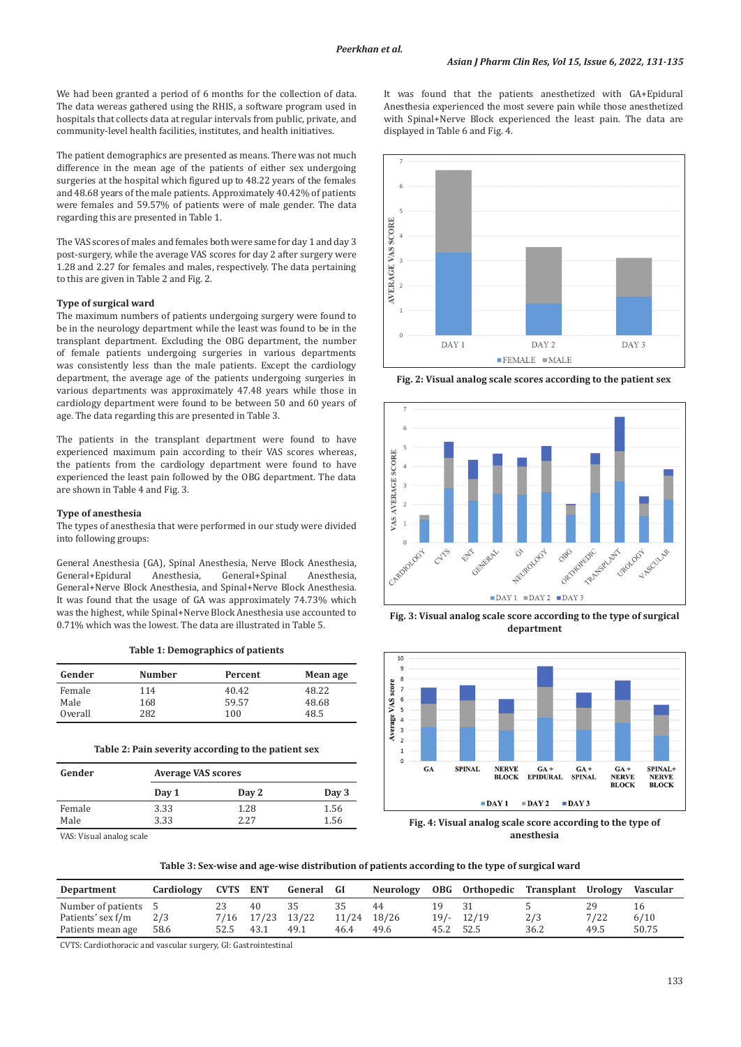We had been granted a period of 6 months for the collection of data. The data wereas gathered using the RHIS, a software program used in hospitals that collects data at regular intervals from public, private, and community-level health facilities, institutes, and health initiatives.

The patient demographics are presented as means. There was not much difference in the mean age of the patients of either sex undergoing surgeries at the hospital which figured up to 48.22 years of the females and 48.68 years of the male patients. Approximately 40.42% of patients were females and 59.57% of patients were of male gender. The data regarding this are presented in Table 1.

The VAS scores of males and females both were same for day 1 and day 3 post-surgery, while the average VAS scores for day 2 after surgery were 1.28 and 2.27 for females and males, respectively. The data pertaining to this are given in Table 2 and Fig. 2.

### Type of surgical ward

The maximum numbers of patients undergoing surgery were found to be in the neurology department while the least was found to be in the transplant department. Excluding the OBG department, the number of female patients undergoing surgeries in various departments was consistently less than the male patients. Except the cardiology department, the average age of the patients undergoing surgeries in various departments was approximately 47.48 years while those in cardiology department were found to be between 50 and 60 years of age. The data regarding this are presented in Table 3.

The patients in the transplant department were found to have experienced maximum pain according to their VAS scores whereas, the patients from the cardiology department were found to have experienced the least pain followed by the OBG department. The data are shown in Table 4 and Fig. 3.

### Type of anesthesia

The types of anesthesia that were performed in our study were divided into following groups:

General Anesthesia (GA), Spinal Anesthesia, Nerve Block Anesthesia, General+Epidural Anesthesia, General+Spinal Anesthesia, General+Nerve Block Anesthesia, and Spinal+Nerve Block Anesthesia. It was found that the usage of GA was approximately 74.73% which was the highest, while Spinal+Nerve Block Anesthesia use accounted to 0.71% which was the lowest. The data are illustrated in Table 5.

**Table 1: Demographics of patients**

| Gender | Number | Percent | Mean age |
|---|---|---|---|
| Female | 114 | 40.42 | 48.22 |
| Male | 168 | 59.57 | 48.68 |
| Overall | 282 | 100 | 48.5 |

**Table 2: Pain severity according to the patient sex**

| Gender | Average VAS scores | | |
|---|---|---|---|
| | Day 1 | Day 2 | Day 3 |
| Female | 3.33 | 1.28 | 1.56 |
| Male | 3.33 | 2.27 | 1.56 |

VAS: Visual analog scale

It was found that the patients anesthetized with GA+Epidural Anesthesia experienced the most severe pain while those anesthetized with Spinal+Nerve Block experienced the least pain. The data are displayed in Table 6 and Fig. 4.

**Fig. 2: Visual analog scale scores according to the patient sex**

**Fig. 3: Visual analog scale score according to the type of surgical department**

**Fig. 4: Visual analog scale score according to the type of anesthesia**

**Table 3: Sex-wise and age-wise distribution of patients according to the type of surgical ward**

| Department | Cardiology | CVTS | ENT | General | GI | Neurology | OBG | Orthopedic | Transplant | Urology | Vascular |
|---|---|---|---|---|---|---|---|---|---|---|---|
| Number of patients | 5 | 23 | 40 | 35 | 35 | 44 | 19 | 31 | 5 | 29 | 16 |
| Patients' sex f/m | 2/3 | 7/16 | 17/23 | 13/22 | 11/24 | 18/26 | 19/- | 12/19 | 2/3 | 7/22 | 6/10 |
| Patients mean age | 58.6 | 52.5 | 43.1 | 49.1 | 46.4 | 49.6 | 45.2 | 52.5 | 36.2 | 49.5 | 50.75 |

CVTS: Cardiothoracic and vascular surgery, GI: Gastrointestinal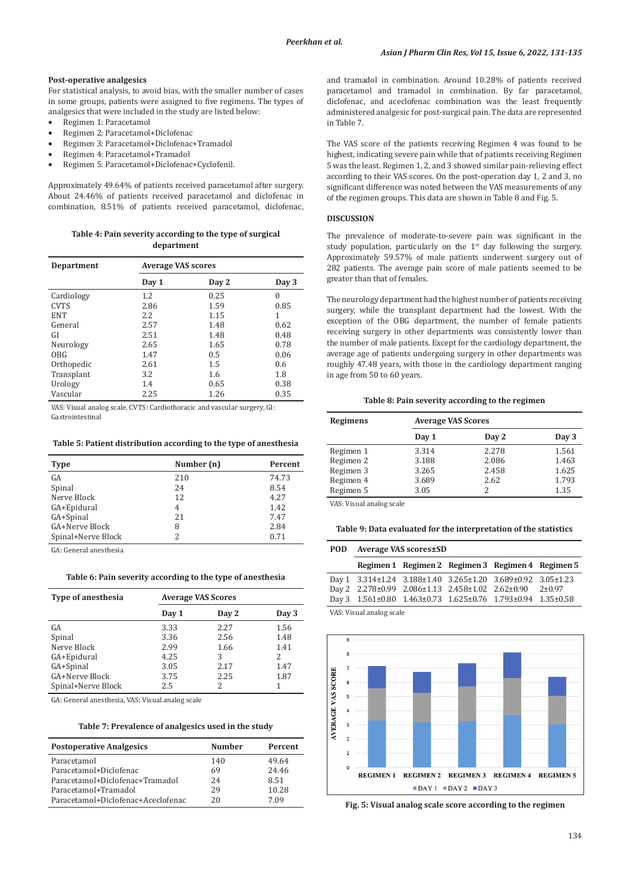### Post-operative analgesics

For statistical analysis, to avoid bias, with the smaller number of cases in some groups, patients were assigned to five regimens. The types of analgesics that were included in the study are listed below:

- Regimen 1: Paracetamol
- Regimen 2: Paracetamol+Diclofenac
- Regimen 3: Paracetamol+Diclofenac+Tramadol
- Regimen 4: Paracetamol+Tramadol
- Regimen 5: Paracetamol+Diclofenac+Cyclofenil.

Approximately 49.64% of patients received paracetamol after surgery. About 24.46% of patients received paracetamol and diclofenac in combination, 8.51% of patients received paracetamol, diclofenac, and tramadol in combination. Around 10.28% of patients received paracetamol and tramadol in combination. By far paracetamol, diclofenac, and aceclofenac combination was the least frequently administered analgesic for post-surgical pain. The data are represented in Table 7.

**Table 4: Pain severity according to the type of surgical department**

| Department | Average VAS scores | | |
|---|---|---|---|
| | Day 1 | Day 2 | Day 3 |
| Cardiology | 1.2 | 0.25 | 0 |
| CVTS | 2.86 | 1.59 | 0.85 |
| ENT | 2.2 | 1.15 | 1 |
| General | 2.57 | 1.48 | 0.62 |
| GI | 2.51 | 1.48 | 0.48 |
| Neurology | 2.65 | 1.65 | 0.78 |
| OBG | 1.47 | 0.5 | 0.06 |
| Orthopedic | 2.61 | 1.5 | 0.6 |
| Transplant | 3.2 | 1.6 | 1.8 |
| Urology | 1.4 | 0.65 | 0.38 |
| Vascular | 2.25 | 1.26 | 0.35 |

VAS: Visual analog scale, CVTS: Cardiothoracic and vascular surgery, GI: Gastrointestinal

**Table 5: Patient distribution according to the type of anesthesia**

| Type | Number (n) | Percent |
|---|---|---|
| GA | 210 | 74.73 |
| Spinal | 24 | 8.54 |
| Nerve Block | 12 | 4.27 |
| GA+Epidural | 4 | 1.42 |
| GA+Spinal | 21 | 7.47 |
| GA+Nerve Block | 8 | 2.84 |
| Spinal+Nerve Block | 2 | 0.71 |

GA: General anesthesia

**Table 6: Pain severity according to the type of anesthesia**

| Type of anesthesia | Average VAS Scores | | |
|---|---|---|---|
| | Day 1 | Day 2 | Day 3 |
| GA | 3.33 | 2.27 | 1.56 |
| Spinal | 3.36 | 2.56 | 1.48 |
| Nerve Block | 2.99 | 1.66 | 1.41 |
| GA+Epidural | 4.25 | 3 | 2 |
| GA+Spinal | 3.05 | 2.17 | 1.47 |
| GA+Nerve Block | 3.75 | 2.25 | 1.87 |
| Spinal+Nerve Block | 2.5 | 2 | 1 |

GA: General anesthesia, VAS: Visual analog scale

**Table 7: Prevalence of analgesics used in the study**

| Postoperative Analgesics | Number | Percent |
|---|---|---|
| Paracetamol | 140 | 49.64 |
| Paracetamol+Diclofenac | 69 | 24.46 |
| Paracetamol+Diclofenac+Tramadol | 24 | 8.51 |
| Paracetamol+Tramadol | 29 | 10.28 |
| Paracetamol+Diclofenac+Aceclofenac | 20 | 7.09 |

The VAS score of the patients receiving Regimen 4 was found to be highest, indicating severe pain while that of patients receiving Regimen 5 was the least. Regimen 1, 2, and 3 showed similar pain-relieving effect according to their VAS scores. On the post-operation day 1, 2 and 3, no significant difference was noted between the VAS measurements of any of the regimen groups. This data are shown in Table 8 and Fig. 5.

## DISCUSSION

The prevalence of moderate-to-severe pain was significant in the study population, particularly on the 1st day following the surgery. Approximately 59.57% of male patients underwent surgery out of 282 patients. The average pain score of male patients seemed to be greater than that of females.

The neurology department had the highest number of patients receiving surgery, while the transplant department had the lowest. With the exception of the OBG department, the number of female patients receiving surgery in other departments was consistently lower than the number of male patients. Except for the cardiology department, the average age of patients undergoing surgery in other departments was roughly 47.48 years, with those in the cardiology department ranging in age from 50 to 60 years.

**Table 8: Pain severity according to the regimen**

| Regimens | Average VAS Scores | | |
|---|---|---|---|
| | Day 1 | Day 2 | Day 3 |
| Regimen 1 | 3.314 | 2.278 | 1.561 |
| Regimen 2 | 3.188 | 2.086 | 1.463 |
| Regimen 3 | 3.265 | 2.458 | 1.625 |
| Regimen 4 | 3.689 | 2.62 | 1.793 |
| Regimen 5 | 3.05 | 2 | 1.35 |

VAS: Visual analog scale

**Table 9: Data evaluated for the interpretation of the statistics**

| POD | Average VAS scores±SD | | | | |
|---|---|---|---|---|---|
| | Regimen 1 | Regimen 2 | Regimen 3 | Regimen 4 | Regimen 5 |
| Day 1 | 3.314±1.24 | 3.188±1.40 | 3.265±1.20 | 3.689±0.92 | 3.05±1.23 |
| Day 2 | 2.278±0.99 | 2.086±1.13 | 2.458±1.02 | 2.62±0.90 | 2±0.97 |
| Day 3 | 1.561±0.80 | 1.463±0.73 | 1.625±0.76 | 1.793±0.94 | 1.35±0.58 |

VAS: Visual analog scale

AVERAGE VAS SCORE
0
1
2
3
4
5
6
7
8
9
REGIMEN 1 REGIMEN 2 REGIMEN 3 REGIMEN 4 REGIMEN 5
DAY 1 DAY 2 DAY 3

**Fig. 5: Visual analog scale score according to the regimen**